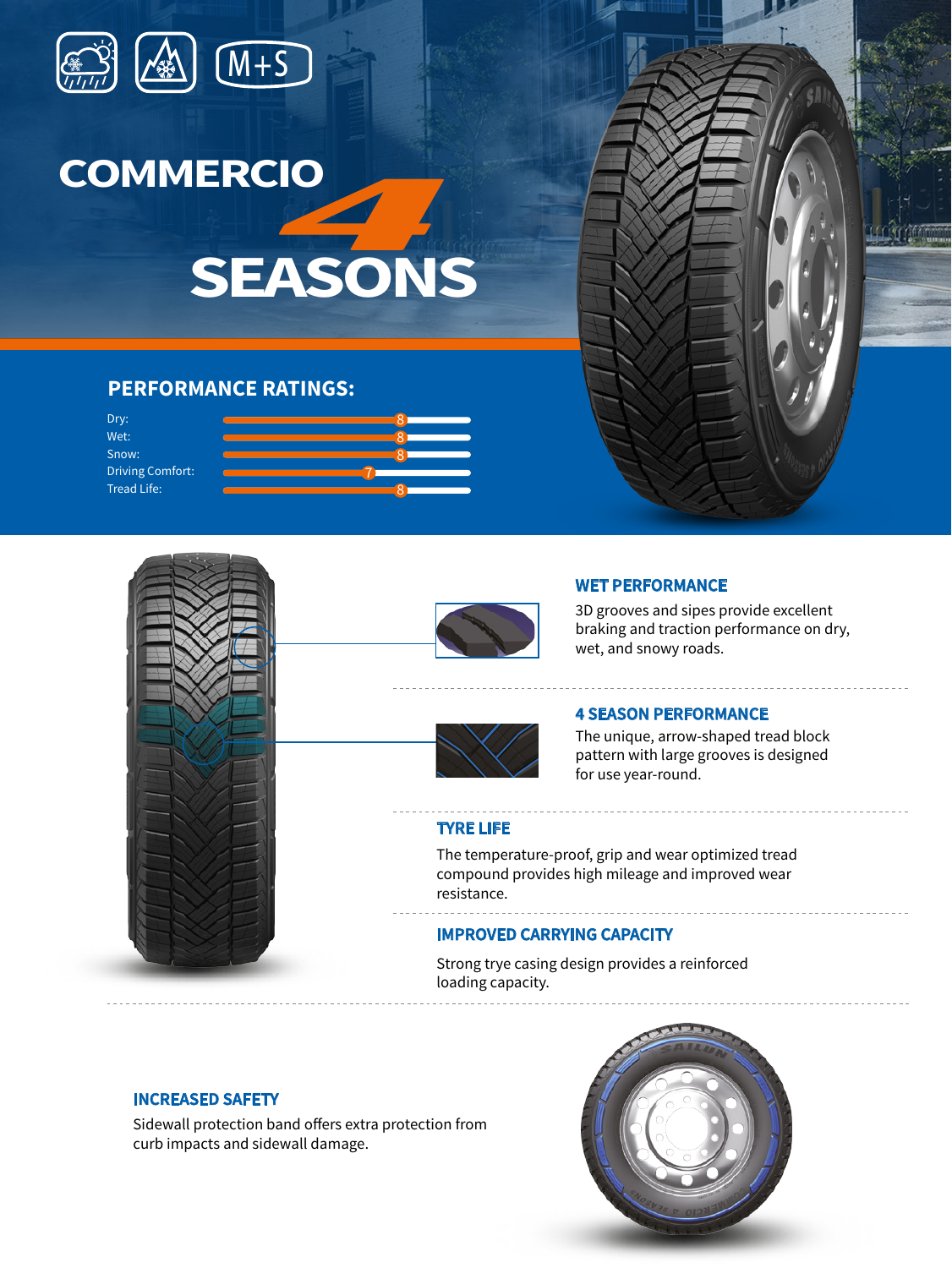M+S

# COMMERCIO 4 SEASONS

## PERFORMANCE RATINGS:

| Rating | Score |
| --- | --- |
| Dry: | 8 |
| Wet: | 8 |
| Snow: | 8 |
| Driving Comfort: | 7 |
| Tread Life: | 8 |

### WET PERFORMANCE

3D grooves and sipes provide excellent braking and traction performance on dry, wet, and snowy roads.

### 4 SEASON PERFORMANCE

The unique, arrow-shaped tread block pattern with large grooves is designed for use year-round.

### TYRE LIFE

The temperature-proof, grip and wear optimized tread compound provides high mileage and improved wear resistance.

### IMPROVED CARRYING CAPACITY

Strong trye casing design provides a reinforced loading capacity.

### INCREASED SAFETY

Sidewall protection band offers extra protection from curb impacts and sidewall damage.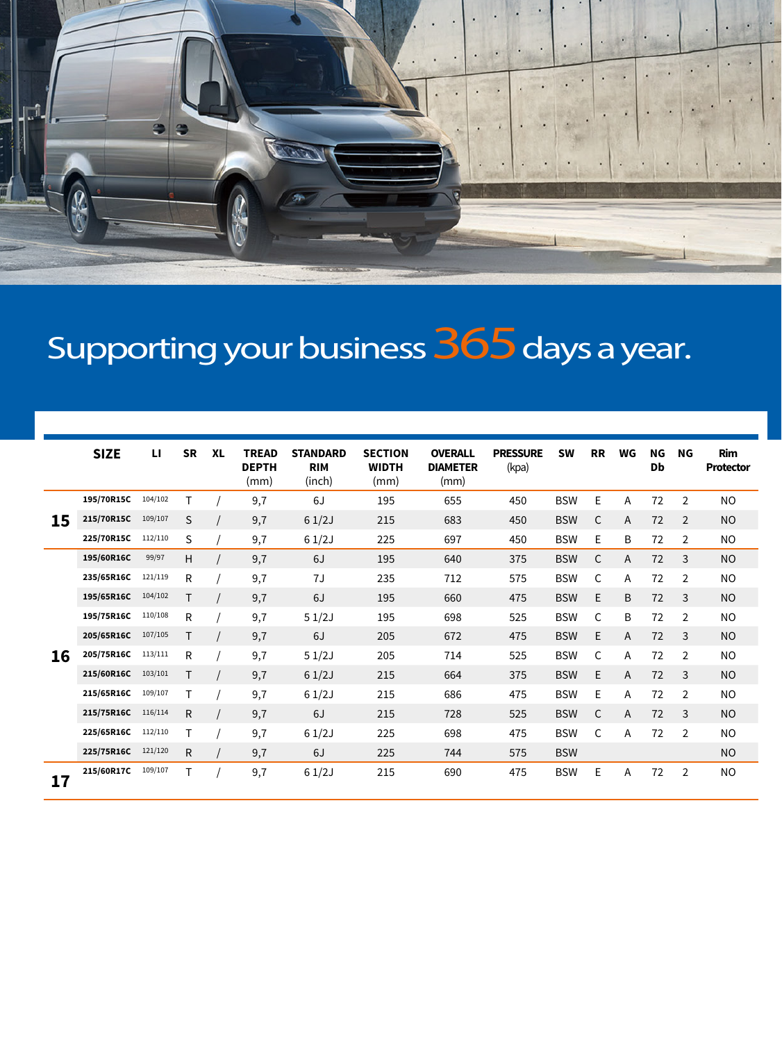Supporting your business 365 days a year.

| | SIZE | LI | SR | XL | TREAD DEPTH (mm) | STANDARD RIM (inch) | SECTION WIDTH (mm) | OVERALL DIAMETER (mm) | PRESSURE (kpa) | SW | RR | WG | NG Db | NG | Rim Protector |
|---|---|---|---|---|---|---|---|---|---|---|---|---|---|---|---|
| 15 | 195/70R15C | 104/102 | T | / | 9,7 | 6J | 195 | 655 | 450 | BSW | E | A | 72 | 2 | NO |
| | 215/70R15C | 109/107 | S | / | 9,7 | 6 1/2J | 215 | 683 | 450 | BSW | C | A | 72 | 2 | NO |
| | 225/70R15C | 112/110 | S | / | 9,7 | 6 1/2J | 225 | 697 | 450 | BSW | E | B | 72 | 2 | NO |
| 16 | 195/60R16C | 99/97 | H | / | 9,7 | 6J | 195 | 640 | 375 | BSW | C | A | 72 | 3 | NO |
| | 235/65R16C | 121/119 | R | / | 9,7 | 7J | 235 | 712 | 575 | BSW | C | A | 72 | 2 | NO |
| | 195/65R16C | 104/102 | T | / | 9,7 | 6J | 195 | 660 | 475 | BSW | E | B | 72 | 3 | NO |
| | 195/75R16C | 110/108 | R | / | 9,7 | 5 1/2J | 195 | 698 | 525 | BSW | C | B | 72 | 2 | NO |
| | 205/65R16C | 107/105 | T | / | 9,7 | 6J | 205 | 672 | 475 | BSW | E | A | 72 | 3 | NO |
| | 205/75R16C | 113/111 | R | / | 9,7 | 5 1/2J | 205 | 714 | 525 | BSW | C | A | 72 | 2 | NO |
| | 215/60R16C | 103/101 | T | / | 9,7 | 6 1/2J | 215 | 664 | 375 | BSW | E | A | 72 | 3 | NO |
| | 215/65R16C | 109/107 | T | / | 9,7 | 6 1/2J | 215 | 686 | 475 | BSW | E | A | 72 | 2 | NO |
| | 215/75R16C | 116/114 | R | / | 9,7 | 6J | 215 | 728 | 525 | BSW | C | A | 72 | 3 | NO |
| | 225/65R16C | 112/110 | T | / | 9,7 | 6 1/2J | 225 | 698 | 475 | BSW | C | A | 72 | 2 | NO |
| | 225/75R16C | 121/120 | R | / | 9,7 | 6J | 225 | 744 | 575 | BSW | | | | | NO |
| 17 | 215/60R17C | 109/107 | T | / | 9,7 | 6 1/2J | 215 | 690 | 475 | BSW | E | A | 72 | 2 | NO |